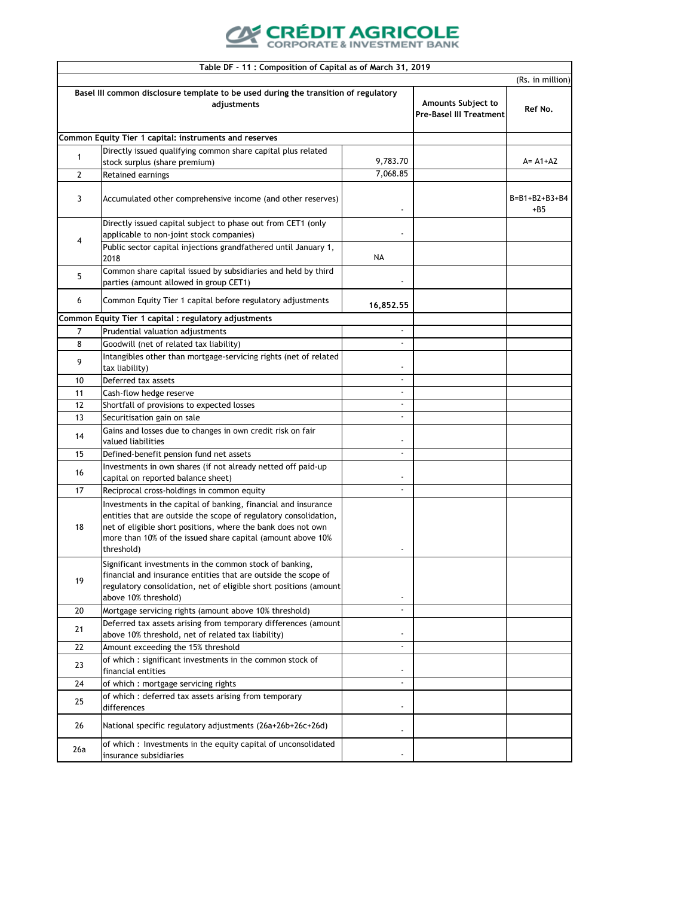CRÉDIT AGRICOLE
CORPORATE & INVESTMENT BANK

| Table DF - 11 : Composition of Capital as of March 31, 2019 | | | | |
|---|---|---|---|---|
| | | | | (Rs. in million) |
| Basel III common disclosure template to be used during the transition of regulatory adjustments | | | Amounts Subject to Pre-Basel III Treatment | Ref No. |
| Common Equity Tier 1 capital: instruments and reserves | | | | |
| 1 | Directly issued qualifying common share capital plus related stock surplus (share premium) | 9,783.70 | | A= A1+A2 |
| 2 | Retained earnings | 7,068.85 | | |
| 3 | Accumulated other comprehensive income (and other reserves) | - | | B=B1+B2+B3+B4+B5 |
| 4 | Directly issued capital subject to phase out from CET1 (only applicable to non-joint stock companies) | - | | |
| | Public sector capital injections grandfathered until January 1, 2018 | NA | | |
| 5 | Common share capital issued by subsidiaries and held by third parties (amount allowed in group CET1) | - | | |
| 6 | Common Equity Tier 1 capital before regulatory adjustments | **16,852.55** | | |
| Common Equity Tier 1 capital : regulatory adjustments | | | | |
| 7 | Prudential valuation adjustments | - | | |
| 8 | Goodwill (net of related tax liability) | - | | |
| 9 | Intangibles other than mortgage-servicing rights (net of related tax liability) | - | | |
| 10 | Deferred tax assets | - | | |
| 11 | Cash-flow hedge reserve | - | | |
| 12 | Shortfall of provisions to expected losses | - | | |
| 13 | Securitisation gain on sale | - | | |
| 14 | Gains and losses due to changes in own credit risk on fair valued liabilities | - | | |
| 15 | Defined-benefit pension fund net assets | - | | |
| 16 | Investments in own shares (if not already netted off paid-up capital on reported balance sheet) | - | | |
| 17 | Reciprocal cross-holdings in common equity | - | | |
| 18 | Investments in the capital of banking, financial and insurance entities that are outside the scope of regulatory consolidation, net of eligible short positions, where the bank does not own more than 10% of the issued share capital (amount above 10% threshold) | - | | |
| 19 | Significant investments in the common stock of banking, financial and insurance entities that are outside the scope of regulatory consolidation, net of eligible short positions (amount above 10% threshold) | - | | |
| 20 | Mortgage servicing rights (amount above 10% threshold) | - | | |
| 21 | Deferred tax assets arising from temporary differences (amount above 10% threshold, net of related tax liability) | - | | |
| 22 | Amount exceeding the 15% threshold | - | | |
| 23 | of which : significant investments in the common stock of financial entities | - | | |
| 24 | of which : mortgage servicing rights | - | | |
| 25 | of which : deferred tax assets arising from temporary differences | - | | |
| 26 | National specific regulatory adjustments (26a+26b+26c+26d) | - | | |
| 26a | of which : Investments in the equity capital of unconsolidated insurance subsidiaries | - | | |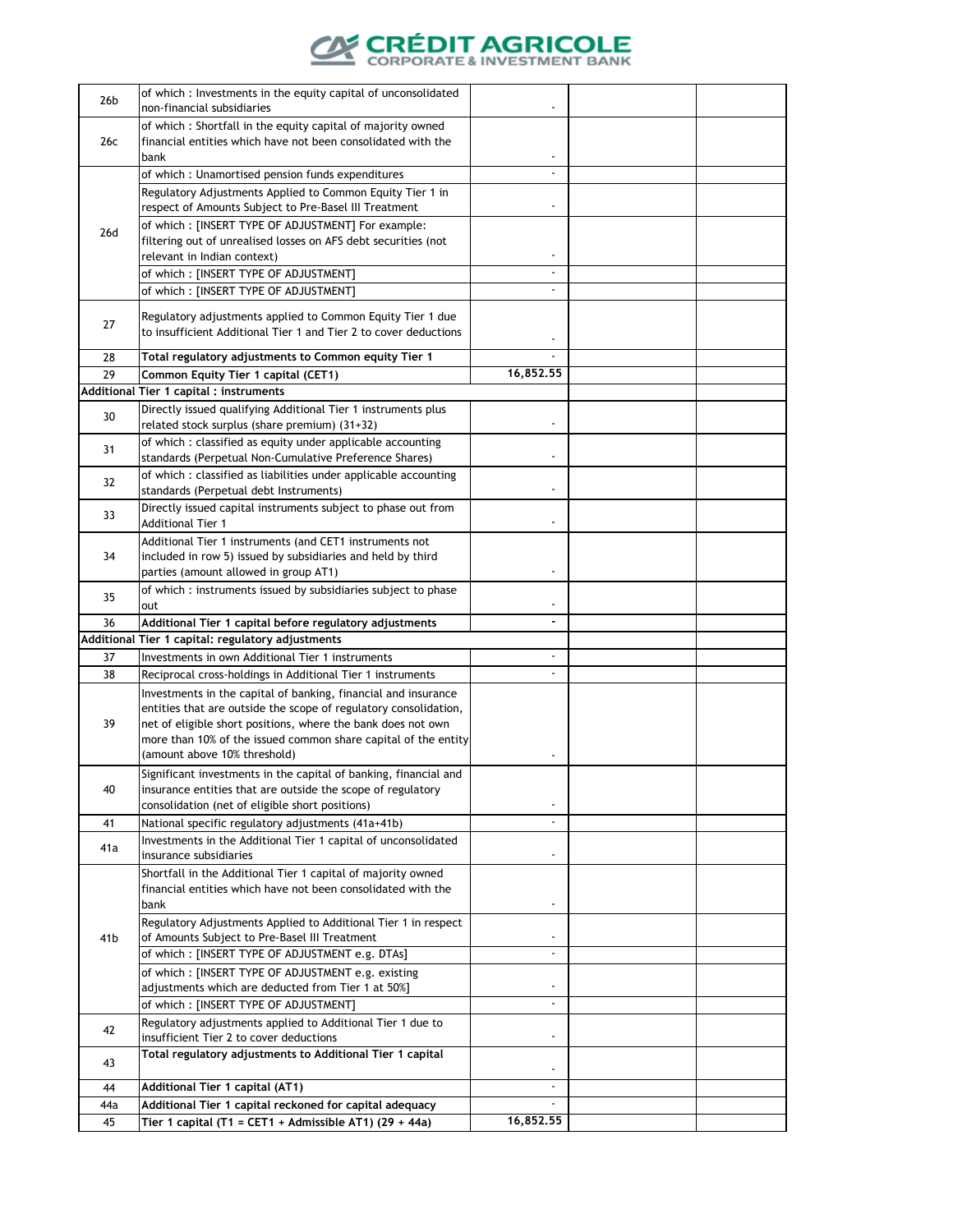| | | | | |
|---|---|---|---|---|
| 26b | of which : Investments in the equity capital of unconsolidated non-financial subsidiaries | - | | |
| 26c | of which : Shortfall in the equity capital of majority owned financial entities which have not been consolidated with the bank | - | | |
| 26d | of which : Unamortised pension funds expenditures | - | | |
| | Regulatory Adjustments Applied to Common Equity Tier 1 in respect of Amounts Subject to Pre-Basel III Treatment | - | | |
| | of which : [INSERT TYPE OF ADJUSTMENT] For example: filtering out of unrealised losses on AFS debt securities (not relevant in Indian context) | - | | |
| | of which : [INSERT TYPE OF ADJUSTMENT] | - | | |
| | of which : [INSERT TYPE OF ADJUSTMENT] | - | | |
| 27 | Regulatory adjustments applied to Common Equity Tier 1 due to insufficient Additional Tier 1 and Tier 2 to cover deductions | - | | |
| 28 | **Total regulatory adjustments to Common equity Tier 1** | - | | |
| 29 | **Common Equity Tier 1 capital (CET1)** | **16,852.55** | | |
| **Additional Tier 1 capital : instruments** | | | | |
| 30 | Directly issued qualifying Additional Tier 1 instruments plus related stock surplus (share premium) (31+32) | - | | |
| 31 | of which : classified as equity under applicable accounting standards (Perpetual Non-Cumulative Preference Shares) | - | | |
| 32 | of which : classified as liabilities under applicable accounting standards (Perpetual debt Instruments) | - | | |
| 33 | Directly issued capital instruments subject to phase out from Additional Tier 1 | - | | |
| 34 | Additional Tier 1 instruments (and CET1 instruments not included in row 5) issued by subsidiaries and held by third parties (amount allowed in group AT1) | - | | |
| 35 | of which : instruments issued by subsidiaries subject to phase out | - | | |
| 36 | **Additional Tier 1 capital before regulatory adjustments** | **-** | | |
| **Additional Tier 1 capital: regulatory adjustments** | | | | |
| 37 | Investments in own Additional Tier 1 instruments | - | | |
| 38 | Reciprocal cross-holdings in Additional Tier 1 instruments | - | | |
| 39 | Investments in the capital of banking, financial and insurance entities that are outside the scope of regulatory consolidation, net of eligible short positions, where the bank does not own more than 10% of the issued common share capital of the entity (amount above 10% threshold) | - | | |
| 40 | Significant investments in the capital of banking, financial and insurance entities that are outside the scope of regulatory consolidation (net of eligible short positions) | - | | |
| 41 | National specific regulatory adjustments (41a+41b) | - | | |
| 41a | Investments in the Additional Tier 1 capital of unconsolidated insurance subsidiaries | - | | |
| 41b | Shortfall in the Additional Tier 1 capital of majority owned financial entities which have not been consolidated with the bank | - | | |
| | Regulatory Adjustments Applied to Additional Tier 1 in respect of Amounts Subject to Pre-Basel III Treatment | - | | |
| | of which : [INSERT TYPE OF ADJUSTMENT e.g. DTAs] | - | | |
| | of which : [INSERT TYPE OF ADJUSTMENT e.g. existing adjustments which are deducted from Tier 1 at 50%] | - | | |
| | of which : [INSERT TYPE OF ADJUSTMENT] | - | | |
| 42 | Regulatory adjustments applied to Additional Tier 1 due to insufficient Tier 2 to cover deductions | - | | |
| 43 | **Total regulatory adjustments to Additional Tier 1 capital** | - | | |
| 44 | **Additional Tier 1 capital (AT1)** | - | | |
| 44a | **Additional Tier 1 capital reckoned for capital adequacy** | - | | |
| 45 | **Tier 1 capital (T1 = CET1 + Admissible AT1) (29 + 44a)** | **16,852.55** | | |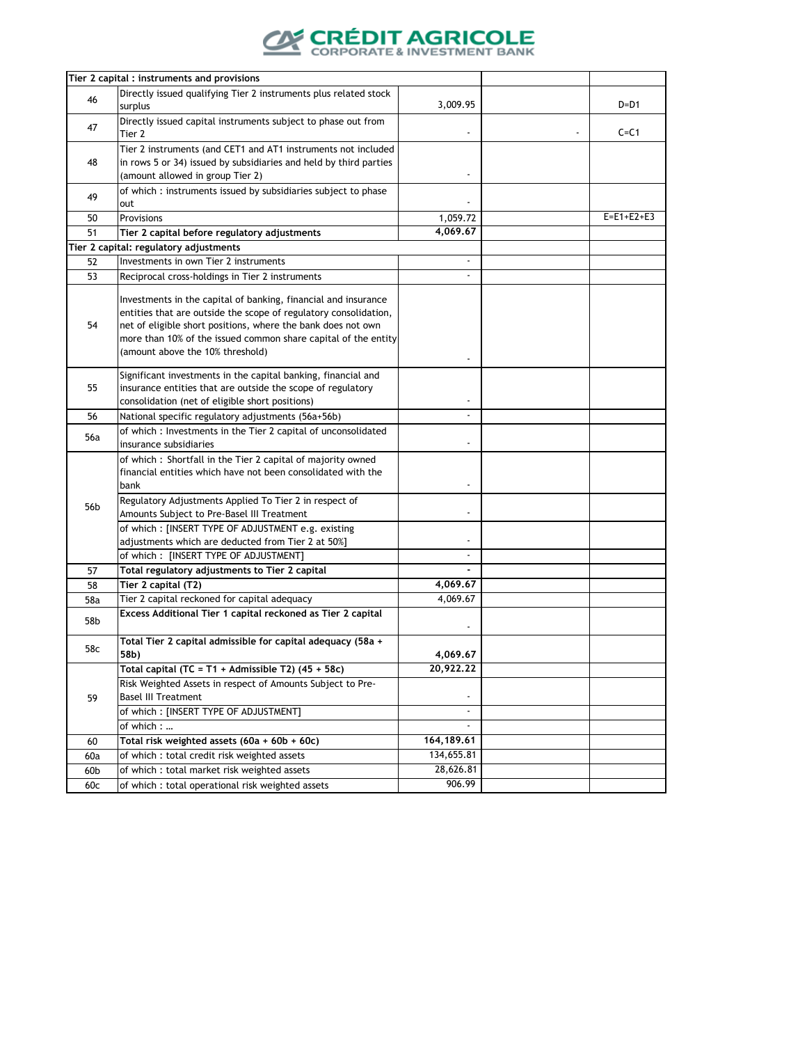| | Tier 2 capital : instruments and provisions | | | |
|---|---|---|---|---|
| 46 | Directly issued qualifying Tier 2 instruments plus related stock surplus | 3,009.95 | | D=D1 |
| 47 | Directly issued capital instruments subject to phase out from Tier 2 | - | - | C=C1 |
| 48 | Tier 2 instruments (and CET1 and AT1 instruments not included in rows 5 or 34) issued by subsidiaries and held by third parties (amount allowed in group Tier 2) | - | | |
| 49 | of which : instruments issued by subsidiaries subject to phase out | - | | |
| 50 | Provisions | 1,059.72 | | E=E1+E2+E3 |
| 51 | **Tier 2 capital before regulatory adjustments** | **4,069.67** | | |
| | **Tier 2 capital: regulatory adjustments** | | | |
| 52 | Investments in own Tier 2 instruments | - | | |
| 53 | Reciprocal cross-holdings in Tier 2 instruments | - | | |
| 54 | Investments in the capital of banking, financial and insurance entities that are outside the scope of regulatory consolidation, net of eligible short positions, where the bank does not own more than 10% of the issued common share capital of the entity (amount above the 10% threshold) | - | | |
| 55 | Significant investments in the capital banking, financial and insurance entities that are outside the scope of regulatory consolidation (net of eligible short positions) | - | | |
| 56 | National specific regulatory adjustments (56a+56b) | - | | |
| 56a | of which : Investments in the Tier 2 capital of unconsolidated insurance subsidiaries | - | | |
| 56b | of which : Shortfall in the Tier 2 capital of majority owned financial entities which have not been consolidated with the bank | - | | |
| | Regulatory Adjustments Applied To Tier 2 in respect of Amounts Subject to Pre-Basel III Treatment | - | | |
| | of which : [INSERT TYPE OF ADJUSTMENT e.g. existing adjustments which are deducted from Tier 2 at 50%] | - | | |
| | of which : [INSERT TYPE OF ADJUSTMENT] | - | | |
| 57 | **Total regulatory adjustments to Tier 2 capital** | **-** | | |
| 58 | **Tier 2 capital (T2)** | **4,069.67** | | |
| 58a | Tier 2 capital reckoned for capital adequacy | 4,069.67 | | |
| 58b | **Excess Additional Tier 1 capital reckoned as Tier 2 capital** | - | | |
| 58c | **Total Tier 2 capital admissible for capital adequacy (58a + 58b)** | **4,069.67** | | |
| 59 | **Total capital (TC = T1 + Admissible T2) (45 + 58c)** | **20,922.22** | | |
| | Risk Weighted Assets in respect of Amounts Subject to Pre-Basel III Treatment | - | | |
| | of which : [INSERT TYPE OF ADJUSTMENT] | - | | |
| | of which : … | - | | |
| 60 | **Total risk weighted assets (60a + 60b + 60c)** | **164,189.61** | | |
| 60a | of which : total credit risk weighted assets | 134,655.81 | | |
| 60b | of which : total market risk weighted assets | 28,626.81 | | |
| 60c | of which : total operational risk weighted assets | 906.99 | | |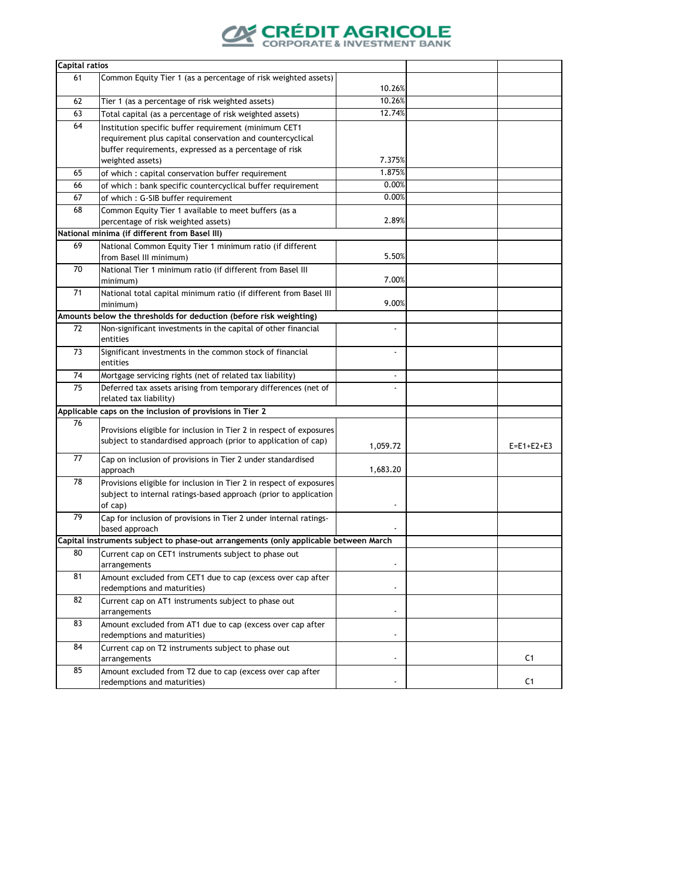| Capital ratios | | | | |
|---|---|---|---|---|
| 61 | Common Equity Tier 1 (as a percentage of risk weighted assets) | 10.26% | | |
| 62 | Tier 1 (as a percentage of risk weighted assets) | 10.26% | | |
| 63 | Total capital (as a percentage of risk weighted assets) | 12.74% | | |
| 64 | Institution specific buffer requirement (minimum CET1 requirement plus capital conservation and countercyclical buffer requirements, expressed as a percentage of risk weighted assets) | 7.375% | | |
| 65 | of which : capital conservation buffer requirement | 1.875% | | |
| 66 | of which : bank specific countercyclical buffer requirement | 0.00% | | |
| 67 | of which : G-SIB buffer requirement | 0.00% | | |
| 68 | Common Equity Tier 1 available to meet buffers (as a percentage of risk weighted assets) | 2.89% | | |
| **National minima (if different from Basel III)** | | | | |
| 69 | National Common Equity Tier 1 minimum ratio (if different from Basel III minimum) | 5.50% | | |
| 70 | National Tier 1 minimum ratio (if different from Basel III minimum) | 7.00% | | |
| 71 | National total capital minimum ratio (if different from Basel III minimum) | 9.00% | | |
| **Amounts below the thresholds for deduction (before risk weighting)** | | | | |
| 72 | Non-significant investments in the capital of other financial entities | - | | |
| 73 | Significant investments in the common stock of financial entities | - | | |
| 74 | Mortgage servicing rights (net of related tax liability) | - | | |
| 75 | Deferred tax assets arising from temporary differences (net of related tax liability) | - | | |
| **Applicable caps on the inclusion of provisions in Tier 2** | | | | |
| 76 | Provisions eligible for inclusion in Tier 2 in respect of exposures subject to standardised approach (prior to application of cap) | 1,059.72 | | E=E1+E2+E3 |
| 77 | Cap on inclusion of provisions in Tier 2 under standardised approach | 1,683.20 | | |
| 78 | Provisions eligible for inclusion in Tier 2 in respect of exposures subject to internal ratings-based approach (prior to application of cap) | - | | |
| 79 | Cap for inclusion of provisions in Tier 2 under internal ratings-based approach | - | | |
| **Capital instruments subject to phase-out arrangements (only applicable between March** | | | | |
| 80 | Current cap on CET1 instruments subject to phase out arrangements | - | | |
| 81 | Amount excluded from CET1 due to cap (excess over cap after redemptions and maturities) | - | | |
| 82 | Current cap on AT1 instruments subject to phase out arrangements | - | | |
| 83 | Amount excluded from AT1 due to cap (excess over cap after redemptions and maturities) | - | | |
| 84 | Current cap on T2 instruments subject to phase out arrangements | - | | C1 |
| 85 | Amount excluded from T2 due to cap (excess over cap after redemptions and maturities) | - | | C1 |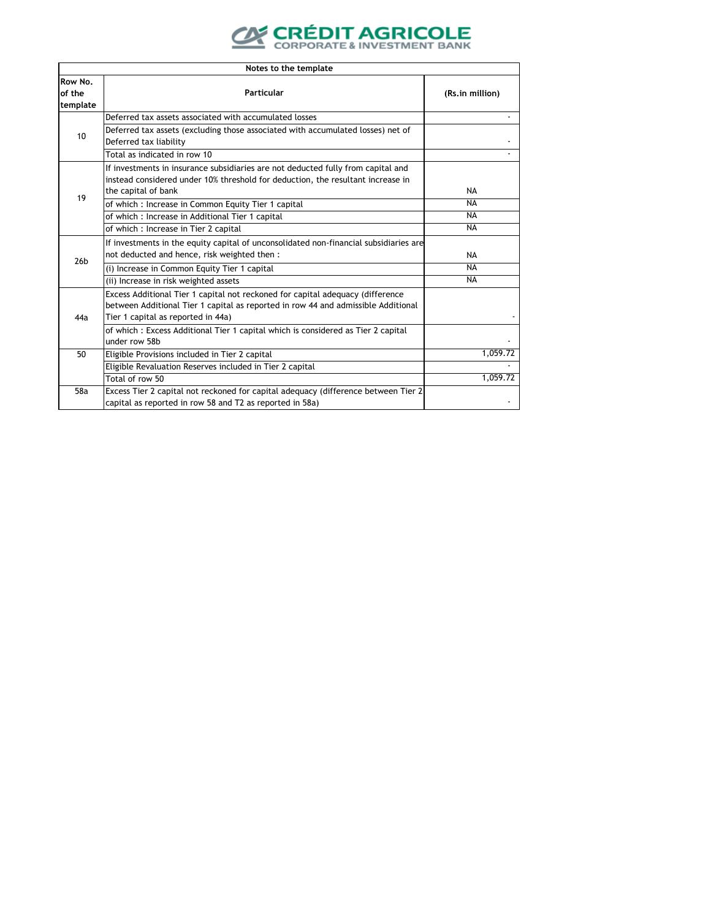| Notes to the template | | |
|---|---|---|
| Row No. of the template | Particular | (Rs.in million) |
| 10 | Deferred tax assets associated with accumulated losses | - |
| | Deferred tax assets (excluding those associated with accumulated losses) net of Deferred tax liability | - |
| | Total as indicated in row 10 | - |
| 19 | If investments in insurance subsidiaries are not deducted fully from capital and instead considered under 10% threshold for deduction, the resultant increase in the capital of bank | NA |
| | of which : Increase in Common Equity Tier 1 capital | NA |
| | of which : Increase in Additional Tier 1 capital | NA |
| | of which : Increase in Tier 2 capital | NA |
| 26b | If investments in the equity capital of unconsolidated non-financial subsidiaries are not deducted and hence, risk weighted then : | NA |
| | (i) Increase in Common Equity Tier 1 capital | NA |
| | (ii) Increase in risk weighted assets | NA |
| 44a | Excess Additional Tier 1 capital not reckoned for capital adequacy (difference between Additional Tier 1 capital as reported in row 44 and admissible Additional Tier 1 capital as reported in 44a) | - |
| | of which : Excess Additional Tier 1 capital which is considered as Tier 2 capital under row 58b | - |
| 50 | Eligible Provisions included in Tier 2 capital | 1,059.72 |
| | Eligible Revaluation Reserves included in Tier 2 capital | - |
| | Total of row 50 | 1,059.72 |
| 58a | Excess Tier 2 capital not reckoned for capital adequacy (difference between Tier 2 capital as reported in row 58 and T2 as reported in 58a) | - |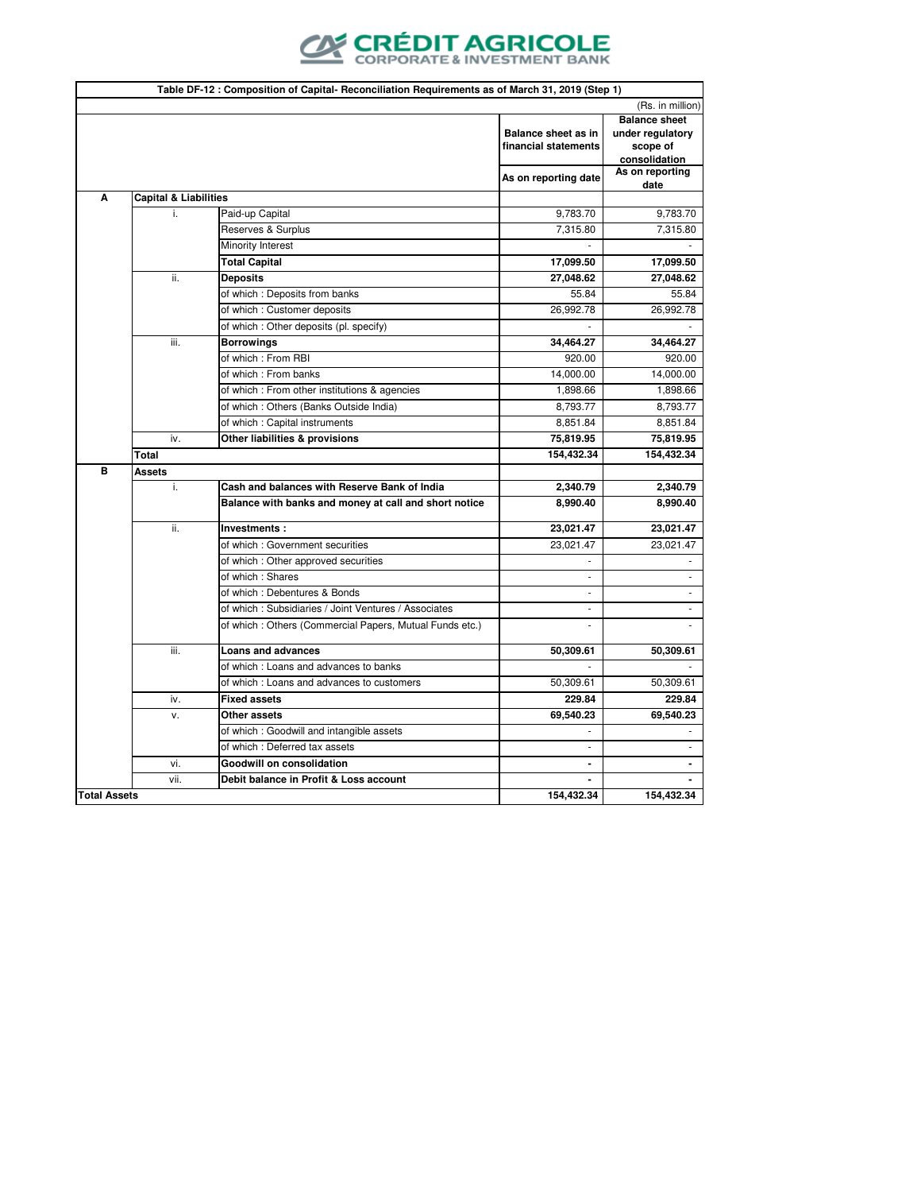CRÉDIT AGRICOLE CORPORATE & INVESTMENT BANK

| Table DF-12 : Composition of Capital- Reconciliation Requirements as of March 31, 2019 (Step 1) | | | | |
|---|---|---|---|---|
| | | | | (Rs. in million) |
| | | | **Balance sheet as in financial statements** | **Balance sheet under regulatory scope of consolidation** |
| | | | **As on reporting date** | **As on reporting date** |
| **A** | **Capital & Liabilities** | | | |
| | i. | Paid-up Capital | 9,783.70 | 9,783.70 |
| | | Reserves & Surplus | 7,315.80 | 7,315.80 |
| | | Minority Interest | - | - |
| | | **Total Capital** | **17,099.50** | **17,099.50** |
| | ii. | **Deposits** | **27,048.62** | **27,048.62** |
| | | of which : Deposits from banks | 55.84 | 55.84 |
| | | of which : Customer deposits | 26,992.78 | 26,992.78 |
| | | of which : Other deposits (pl. specify) | - | - |
| | iii. | **Borrowings** | **34,464.27** | **34,464.27** |
| | | of which : From RBI | 920.00 | 920.00 |
| | | of which : From banks | 14,000.00 | 14,000.00 |
| | | of which : From other institutions & agencies | 1,898.66 | 1,898.66 |
| | | of which : Others (Banks Outside India) | 8,793.77 | 8,793.77 |
| | | of which : Capital instruments | 8,851.84 | 8,851.84 |
| | iv. | **Other liabilities & provisions** | **75,819.95** | **75,819.95** |
| | **Total** | | **154,432.34** | **154,432.34** |
| **B** | **Assets** | | | |
| | i. | **Cash and balances with Reserve Bank of India** | **2,340.79** | **2,340.79** |
| | | **Balance with banks and money at call and short notice** | **8,990.40** | **8,990.40** |
| | ii. | **Investments :** | **23,021.47** | **23,021.47** |
| | | of which : Government securities | 23,021.47 | 23,021.47 |
| | | of which : Other approved securities | - | - |
| | | of which : Shares | - | - |
| | | of which : Debentures & Bonds | - | - |
| | | of which : Subsidiaries / Joint Ventures / Associates | - | - |
| | | of which : Others (Commercial Papers, Mutual Funds etc.) | - | - |
| | iii. | **Loans and advances** | **50,309.61** | **50,309.61** |
| | | of which : Loans and advances to banks | - | - |
| | | of which : Loans and advances to customers | 50,309.61 | 50,309.61 |
| | iv. | **Fixed assets** | **229.84** | **229.84** |
| | v. | **Other assets** | **69,540.23** | **69,540.23** |
| | | of which : Goodwill and intangible assets | - | - |
| | | of which : Deferred tax assets | - | - |
| | vi. | **Goodwill on consolidation** | **-** | **-** |
| | vii. | **Debit balance in Profit & Loss account** | **-** | **-** |
| **Total Assets** | | | **154,432.34** | **154,432.34** |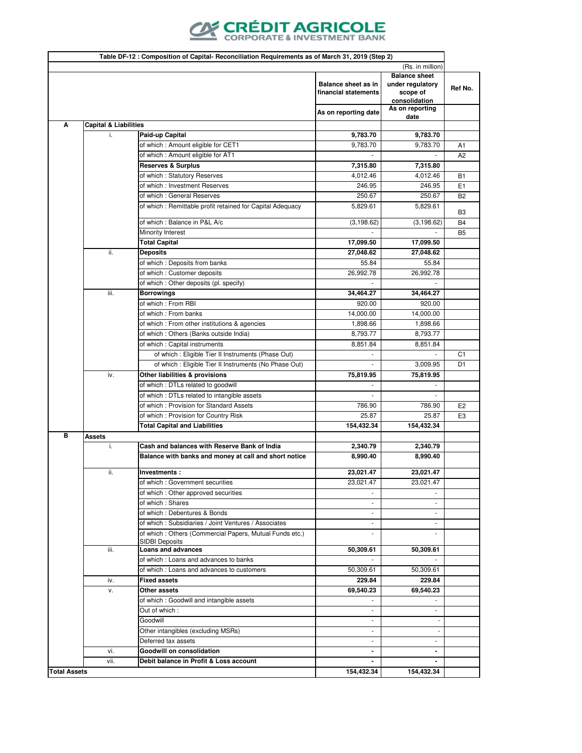CRÉDIT AGRICOLE
CORPORATE & INVESTMENT BANK

**Table DF-12 : Composition of Capital- Reconciliation Requirements as of March 31, 2019 (Step 2)**

(Rs. in million)

| | | | Balance sheet as in financial statements | Balance sheet under regulatory scope of consolidation | Ref No. |
|---|---|---|---|---|---|
| | | | As on reporting date | As on reporting date | |
| **A** | **Capital & Liabilities** | | | | |
| | i. | **Paid-up Capital** | **9,783.70** | **9,783.70** | |
| | | of which : Amount eligible for CET1 | 9,783.70 | 9,783.70 | A1 |
| | | of which : Amount eligible for AT1 | - | - | A2 |
| | | **Reserves & Surplus** | **7,315.80** | **7,315.80** | |
| | | of which : Statutory Reserves | 4,012.46 | 4,012.46 | B1 |
| | | of which : Investment Reserves | 246.95 | 246.95 | E1 |
| | | of which : General Reserves | 250.67 | 250.67 | B2 |
| | | of which : Remittable profit retained for Capital Adequacy | 5,829.61 | 5,829.61 | B3 |
| | | of which : Balance in P&L A/c | (3,198.62) | (3,198.62) | B4 |
| | | Minority Interest | - | - | B5 |
| | | **Total Capital** | **17,099.50** | **17,099.50** | |
| | ii. | **Deposits** | **27,048.62** | **27,048.62** | |
| | | of which : Deposits from banks | 55.84 | 55.84 | |
| | | of which : Customer deposits | 26,992.78 | 26,992.78 | |
| | | of which : Other deposits (pl. specify) | - | - | |
| | iii. | **Borrowings** | **34,464.27** | **34,464.27** | |
| | | of which : From RBI | 920.00 | 920.00 | |
| | | of which : From banks | 14,000.00 | 14,000.00 | |
| | | of which : From other institutions & agencies | 1,898.66 | 1,898.66 | |
| | | of which : Others (Banks outside India) | 8,793.77 | 8,793.77 | |
| | | of which : Capital instruments | 8,851.84 | 8,851.84 | |
| | | of which : Eligible Tier II Instruments (Phase Out) | - | - | C1 |
| | | of which : Eligible Tier II Instruments (No Phase Out) | - | 3,009.95 | D1 |
| | iv. | **Other liabilities & provisions** | **75,819.95** | **75,819.95** | |
| | | of which : DTLs related to goodwill | - | - | |
| | | of which : DTLs related to intangible assets | - | - | |
| | | of which : Provision for Standard Assets | 786.90 | 786.90 | E2 |
| | | of which : Provision for Country Risk | 25.87 | 25.87 | E3 |
| | | **Total Capital and Liabilities** | **154,432.34** | **154,432.34** | |
| **B** | **Assets** | | | | |
| | i. | **Cash and balances with Reserve Bank of India** | **2,340.79** | **2,340.79** | |
| | | **Balance with banks and money at call and short notice** | **8,990.40** | **8,990.40** | |
| | ii. | **Investments :** | **23,021.47** | **23,021.47** | |
| | | of which : Government securities | 23,021.47 | 23,021.47 | |
| | | of which : Other approved securities | - | - | |
| | | of which : Shares | - | - | |
| | | of which : Debentures & Bonds | - | - | |
| | | of which : Subsidiaries / Joint Ventures / Associates | - | - | |
| | | of which : Others (Commercial Papers, Mutual Funds etc.) SIDBI Deposits | - | - | |
| | iii. | **Loans and advances** | **50,309.61** | **50,309.61** | |
| | | of which : Loans and advances to banks | - | - | |
| | | of which : Loans and advances to customers | 50,309.61 | 50,309.61 | |
| | iv. | **Fixed assets** | **229.84** | **229.84** | |
| | v. | **Other assets** | **69,540.23** | **69,540.23** | |
| | | of which : Goodwill and intangible assets | - | - | |
| | | Out of which : | - | - | |
| | | Goodwill | - | - | |
| | | Other intangibles (excluding MSRs) | - | - | |
| | | Deferred tax assets | - | - | |
| | vi. | **Goodwill on consolidation** | **-** | **-** | |
| | vii. | **Debit balance in Profit & Loss account** | **-** | **-** | |
| **Total Assets** | | | **154,432.34** | **154,432.34** | |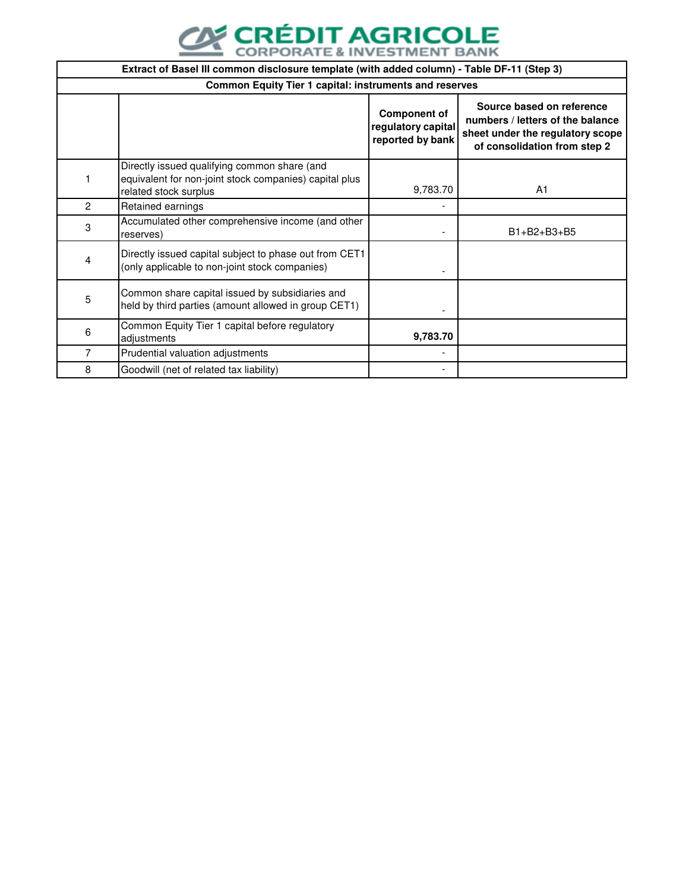CRÉDIT AGRICOLE CORPORATE & INVESTMENT BANK

| Extract of Basel III common disclosure template (with added column) - Table DF-11 (Step 3) | | | |
|---|---|---|---|
| **Common Equity Tier 1 capital: instruments and reserves** | | | |
| | | **Component of regulatory capital reported by bank** | **Source based on reference numbers / letters of the balance sheet under the regulatory scope of consolidation from step 2** |
| 1 | Directly issued qualifying common share (and equivalent for non-joint stock companies) capital plus related stock surplus | 9,783.70 | A1 |
| 2 | Retained earnings | - | |
| 3 | Accumulated other comprehensive income (and other reserves) | - | B1+B2+B3+B5 |
| 4 | Directly issued capital subject to phase out from CET1 (only applicable to non-joint stock companies) | - | |
| 5 | Common share capital issued by subsidiaries and held by third parties (amount allowed in group CET1) | - | |
| 6 | Common Equity Tier 1 capital before regulatory adjustments | **9,783.70** | |
| 7 | Prudential valuation adjustments | - | |
| 8 | Goodwill (net of related tax liability) | - | |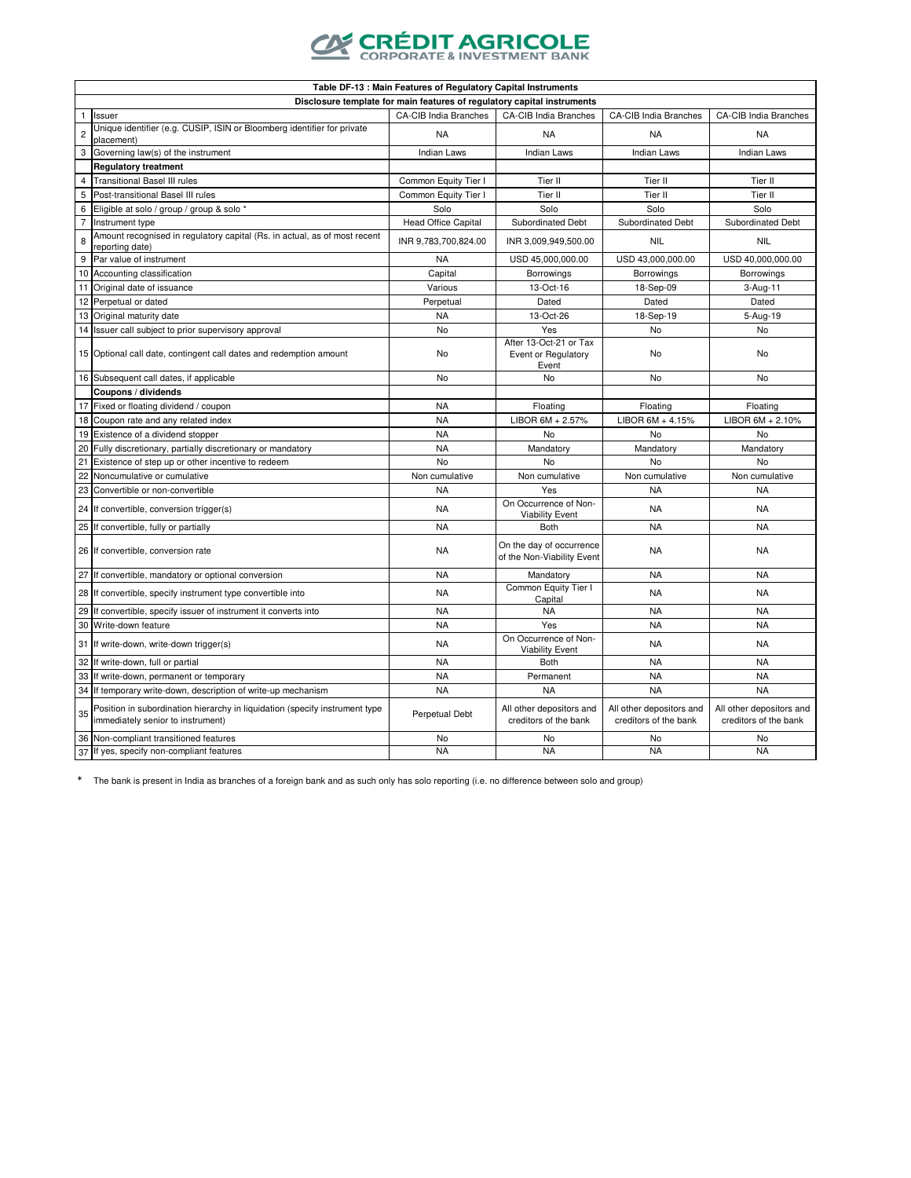# CRÉDIT AGRICOLE
## CORPORATE & INVESTMENT BANK

| Table DF-13 : Main Features of Regulatory Capital Instruments | | | | | |
|---|---|---|---|---|---|
| Disclosure template for main features of regulatory capital instruments | | | | | |
| 1 | Issuer | CA-CIB India Branches | CA-CIB India Branches | CA-CIB India Branches | CA-CIB India Branches |
| 2 | Unique identifier (e.g. CUSIP, ISIN or Bloomberg identifier for private placement) | NA | NA | NA | NA |
| 3 | Governing law(s) of the instrument | Indian Laws | Indian Laws | Indian Laws | Indian Laws |
| | **Regulatory treatment** | | | | |
| 4 | Transitional Basel III rules | Common Equity Tier I | Tier II | Tier II | Tier II |
| 5 | Post-transitional Basel III rules | Common Equity Tier I | Tier II | Tier II | Tier II |
| 6 | Eligible at solo / group / group & solo * | Solo | Solo | Solo | Solo |
| 7 | Instrument type | Head Office Capital | Subordinated Debt | Subordinated Debt | Subordinated Debt |
| 8 | Amount recognised in regulatory capital (Rs. in actual, as of most recent reporting date) | INR 9,783,700,824.00 | INR 3,009,949,500.00 | NIL | NIL |
| 9 | Par value of instrument | NA | USD 45,000,000.00 | USD 43,000,000.00 | USD 40,000,000.00 |
| 10 | Accounting classification | Capital | Borrowings | Borrowings | Borrowings |
| 11 | Original date of issuance | Various | 13-Oct-16 | 18-Sep-09 | 3-Aug-11 |
| 12 | Perpetual or dated | Perpetual | Dated | Dated | Dated |
| 13 | Original maturity date | NA | 13-Oct-26 | 18-Sep-19 | 5-Aug-19 |
| 14 | Issuer call subject to prior supervisory approval | No | Yes | No | No |
| 15 | Optional call date, contingent call dates and redemption amount | No | After 13-Oct-21 or Tax Event or Regulatory Event | No | No |
| 16 | Subsequent call dates, if applicable | No | No | No | No |
| | **Coupons / dividends** | | | | |
| 17 | Fixed or floating dividend / coupon | NA | Floating | Floating | Floating |
| 18 | Coupon rate and any related index | NA | LIBOR 6M + 2.57% | LIBOR 6M + 4.15% | LIBOR 6M + 2.10% |
| 19 | Existence of a dividend stopper | NA | No | No | No |
| 20 | Fully discretionary, partially discretionary or mandatory | NA | Mandatory | Mandatory | Mandatory |
| 21 | Existence of step up or other incentive to redeem | No | No | No | No |
| 22 | Noncumulative or cumulative | Non cumulative | Non cumulative | Non cumulative | Non cumulative |
| 23 | Convertible or non-convertible | NA | Yes | NA | NA |
| 24 | If convertible, conversion trigger(s) | NA | On Occurrence of Non-Viability Event | NA | NA |
| 25 | If convertible, fully or partially | NA | Both | NA | NA |
| 26 | If convertible, conversion rate | NA | On the day of occurrence of the Non-Viability Event | NA | NA |
| 27 | If convertible, mandatory or optional conversion | NA | Mandatory | NA | NA |
| 28 | If convertible, specify instrument type convertible into | NA | Common Equity Tier I Capital | NA | NA |
| 29 | If convertible, specify issuer of instrument it converts into | NA | NA | NA | NA |
| 30 | Write-down feature | NA | Yes | NA | NA |
| 31 | If write-down, write-down trigger(s) | NA | On Occurrence of Non-Viability Event | NA | NA |
| 32 | If write-down, full or partial | NA | Both | NA | NA |
| 33 | If write-down, permanent or temporary | NA | Permanent | NA | NA |
| 34 | If temporary write-down, description of write-up mechanism | NA | NA | NA | NA |
| 35 | Position in subordination hierarchy in liquidation (specify instrument type immediately senior to instrument) | Perpetual Debt | All other depositors and creditors of the bank | All other depositors and creditors of the bank | All other depositors and creditors of the bank |
| 36 | Non-compliant transitioned features | No | No | No | No |
| 37 | If yes, specify non-compliant features | NA | NA | NA | NA |

* The bank is present in India as branches of a foreign bank and as such only has solo reporting (i.e. no difference between solo and group)